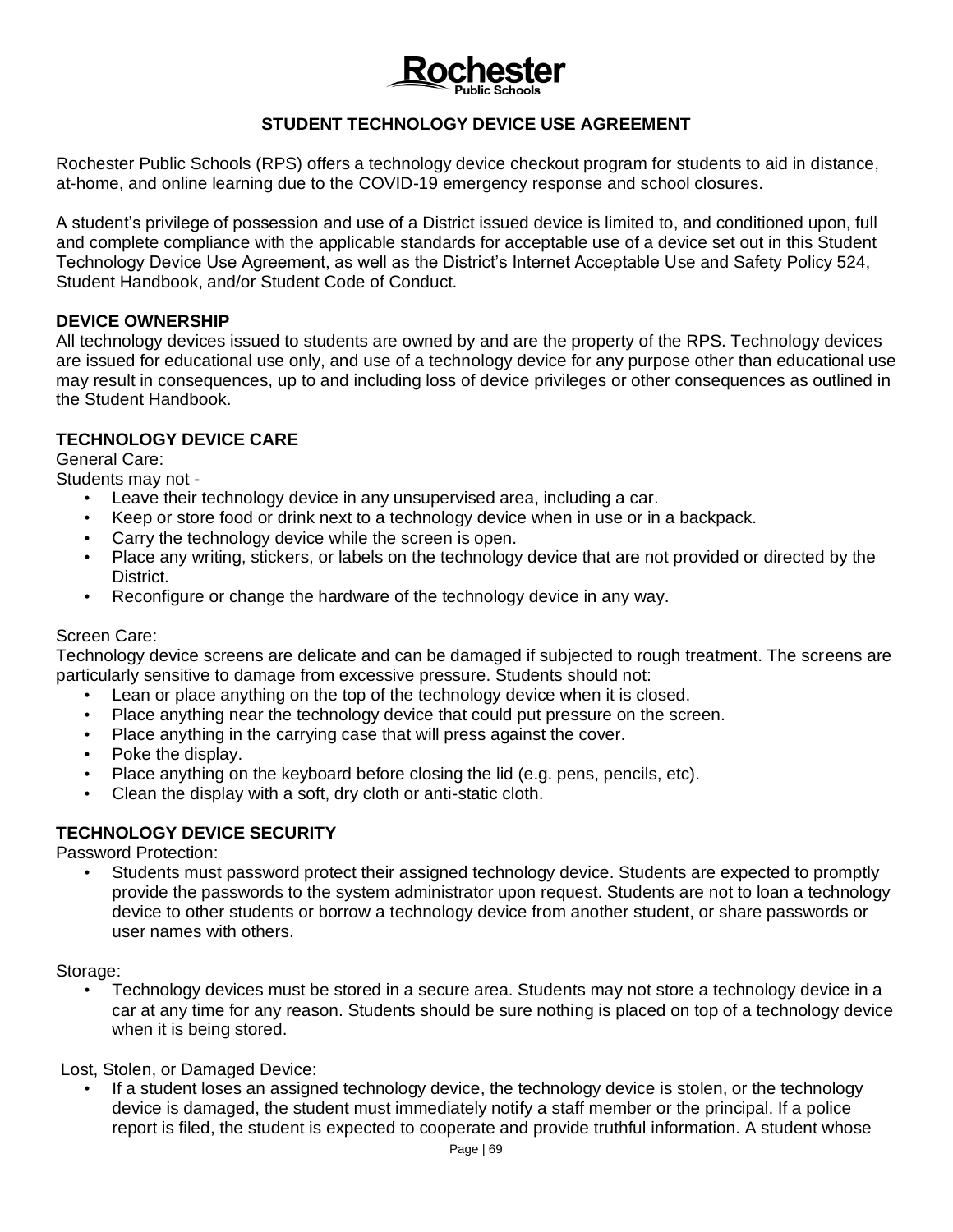**Rochester Public Schools**

# STUDENT TECHNOLOGY DEVICE USE AGREEMENT

Rochester Public Schools (RPS) offers a technology device checkout program for students to aid in distance, at-home, and online learning due to the COVID-19 emergency response and school closures.

A student's privilege of possession and use of a District issued device is limited to, and conditioned upon, full and complete compliance with the applicable standards for acceptable use of a device set out in this Student Technology Device Use Agreement, as well as the District's Internet Acceptable Use and Safety Policy 524, Student Handbook, and/or Student Code of Conduct.

## DEVICE OWNERSHIP

All technology devices issued to students are owned by and are the property of the RPS. Technology devices are issued for educational use only, and use of a technology device for any purpose other than educational use may result in consequences, up to and including loss of device privileges or other consequences as outlined in the Student Handbook.

## TECHNOLOGY DEVICE CARE

General Care:

Students may not -

- Leave their technology device in any unsupervised area, including a car.
- Keep or store food or drink next to a technology device when in use or in a backpack.
- Carry the technology device while the screen is open.
- Place any writing, stickers, or labels on the technology device that are not provided or directed by the District.
- Reconfigure or change the hardware of the technology device in any way.

Screen Care:

Technology device screens are delicate and can be damaged if subjected to rough treatment. The screens are particularly sensitive to damage from excessive pressure. Students should not:

- Lean or place anything on the top of the technology device when it is closed.
- Place anything near the technology device that could put pressure on the screen.
- Place anything in the carrying case that will press against the cover.
- Poke the display.
- Place anything on the keyboard before closing the lid (e.g. pens, pencils, etc).
- Clean the display with a soft, dry cloth or anti-static cloth.

## TECHNOLOGY DEVICE SECURITY

Password Protection:

- Students must password protect their assigned technology device. Students are expected to promptly provide the passwords to the system administrator upon request. Students are not to loan a technology device to other students or borrow a technology device from another student, or share passwords or user names with others.

Storage:

- Technology devices must be stored in a secure area. Students may not store a technology device in a car at any time for any reason. Students should be sure nothing is placed on top of a technology device when it is being stored.

Lost, Stolen, or Damaged Device:

- If a student loses an assigned technology device, the technology device is stolen, or the technology device is damaged, the student must immediately notify a staff member or the principal. If a police report is filed, the student is expected to cooperate and provide truthful information. A student whose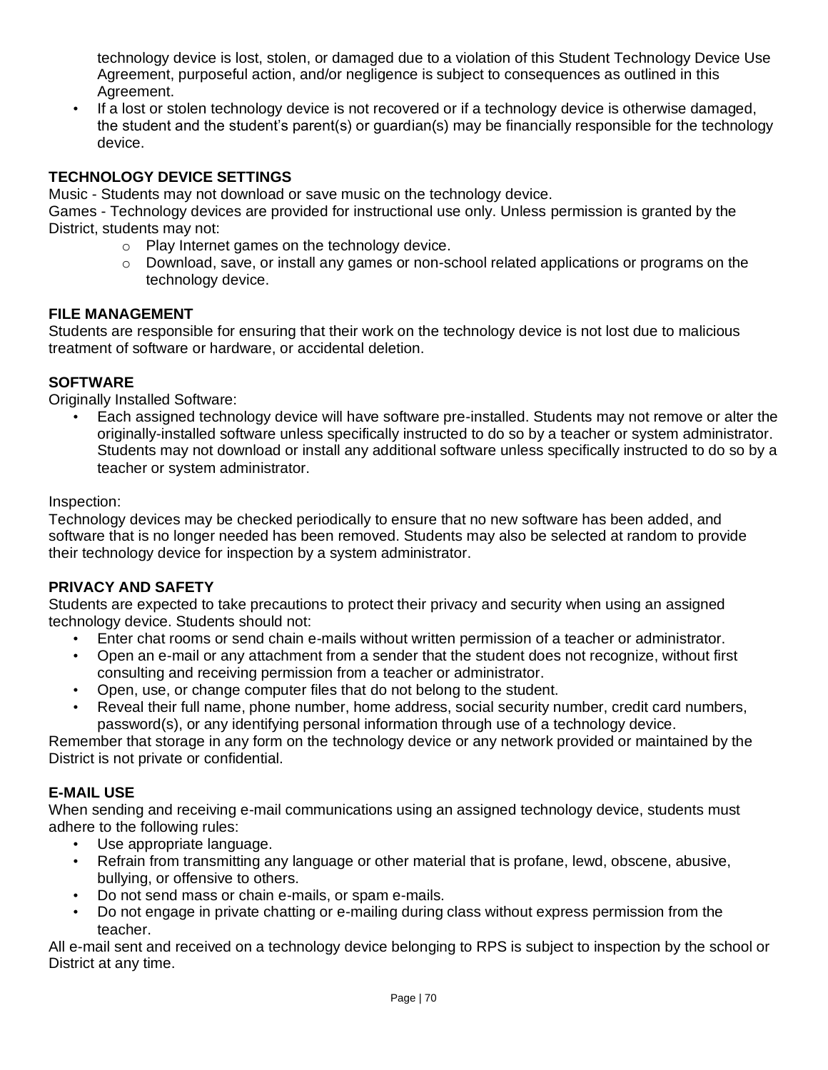technology device is lost, stolen, or damaged due to a violation of this Student Technology Device Use Agreement, purposeful action, and/or negligence is subject to consequences as outlined in this Agreement.

- If a lost or stolen technology device is not recovered or if a technology device is otherwise damaged, the student and the student's parent(s) or guardian(s) may be financially responsible for the technology device.

**TECHNOLOGY DEVICE SETTINGS**

Music - Students may not download or save music on the technology device.

Games - Technology devices are provided for instructional use only. Unless permission is granted by the District, students may not:

- Play Internet games on the technology device.
- Download, save, or install any games or non-school related applications or programs on the technology device.

**FILE MANAGEMENT**

Students are responsible for ensuring that their work on the technology device is not lost due to malicious treatment of software or hardware, or accidental deletion.

**SOFTWARE**

Originally Installed Software:

- Each assigned technology device will have software pre-installed. Students may not remove or alter the originally-installed software unless specifically instructed to do so by a teacher or system administrator. Students may not download or install any additional software unless specifically instructed to do so by a teacher or system administrator.

Inspection:

Technology devices may be checked periodically to ensure that no new software has been added, and software that is no longer needed has been removed. Students may also be selected at random to provide their technology device for inspection by a system administrator.

**PRIVACY AND SAFETY**

Students are expected to take precautions to protect their privacy and security when using an assigned technology device. Students should not:

- Enter chat rooms or send chain e-mails without written permission of a teacher or administrator.
- Open an e-mail or any attachment from a sender that the student does not recognize, without first consulting and receiving permission from a teacher or administrator.
- Open, use, or change computer files that do not belong to the student.
- Reveal their full name, phone number, home address, social security number, credit card numbers, password(s), or any identifying personal information through use of a technology device.

Remember that storage in any form on the technology device or any network provided or maintained by the District is not private or confidential.

**E-MAIL USE**

When sending and receiving e-mail communications using an assigned technology device, students must adhere to the following rules:

- Use appropriate language.
- Refrain from transmitting any language or other material that is profane, lewd, obscene, abusive, bullying, or offensive to others.
- Do not send mass or chain e-mails, or spam e-mails.
- Do not engage in private chatting or e-mailing during class without express permission from the teacher.

All e-mail sent and received on a technology device belonging to RPS is subject to inspection by the school or District at any time.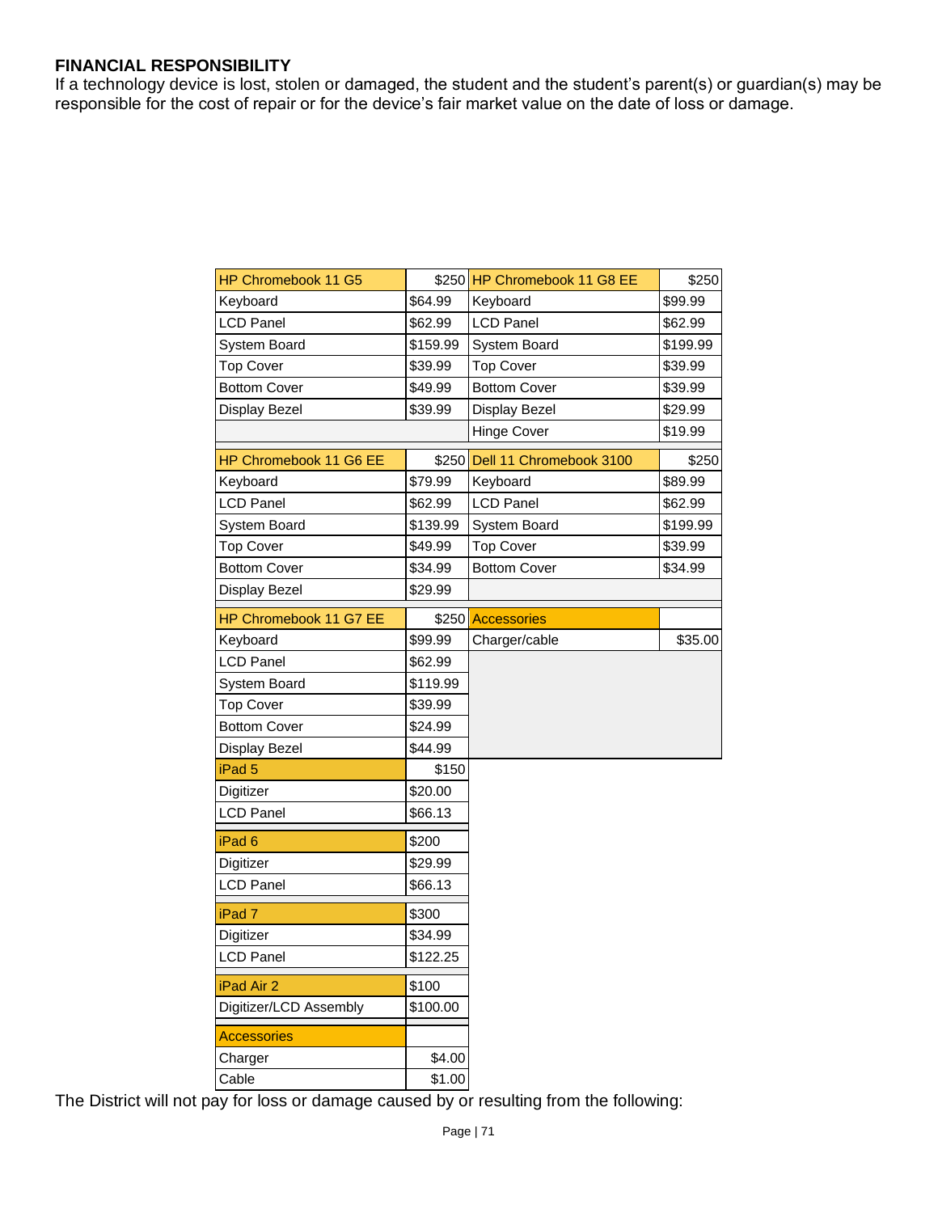**FINANCIAL RESPONSIBILITY**
If a technology device is lost, stolen or damaged, the student and the student's parent(s) or guardian(s) may be responsible for the cost of repair or for the device's fair market value on the date of loss or damage.

| HP Chromebook 11 G5 | $250 | HP Chromebook 11 G8 EE | $250 |
|---|---|---|---|
| Keyboard | $64.99 | Keyboard | $99.99 |
| LCD Panel | $62.99 | LCD Panel | $62.99 |
| System Board | $159.99 | System Board | $199.99 |
| Top Cover | $39.99 | Top Cover | $39.99 |
| Bottom Cover | $49.99 | Bottom Cover | $39.99 |
| Display Bezel | $39.99 | Display Bezel | $29.99 |
| | | Hinge Cover | $19.99 |
| **HP Chromebook 11 G6 EE** | **$250** | **Dell 11 Chromebook 3100** | **$250** |
| Keyboard | $79.99 | Keyboard | $89.99 |
| LCD Panel | $62.99 | LCD Panel | $62.99 |
| System Board | $139.99 | System Board | $199.99 |
| Top Cover | $49.99 | Top Cover | $39.99 |
| Bottom Cover | $34.99 | Bottom Cover | $34.99 |
| Display Bezel | $29.99 | | |
| **HP Chromebook 11 G7 EE** | **$250** | **Accessories** | |
| Keyboard | $99.99 | Charger/cable | $35.00 |
| LCD Panel | $62.99 | | |
| System Board | $119.99 | | |
| Top Cover | $39.99 | | |
| Bottom Cover | $24.99 | | |
| Display Bezel | $44.99 | | |
| **iPad 5** | **$150** | | |
| Digitizer | $20.00 | | |
| LCD Panel | $66.13 | | |
| **iPad 6** | **$200** | | |
| Digitizer | $29.99 | | |
| LCD Panel | $66.13 | | |
| **iPad 7** | **$300** | | |
| Digitizer | $34.99 | | |
| LCD Panel | $122.25 | | |
| **iPad Air 2** | **$100** | | |
| Digitizer/LCD Assembly | $100.00 | | |
| **Accessories** | | | |
| Charger | $4.00 | | |
| Cable | $1.00 | | |

The District will not pay for loss or damage caused by or resulting from the following: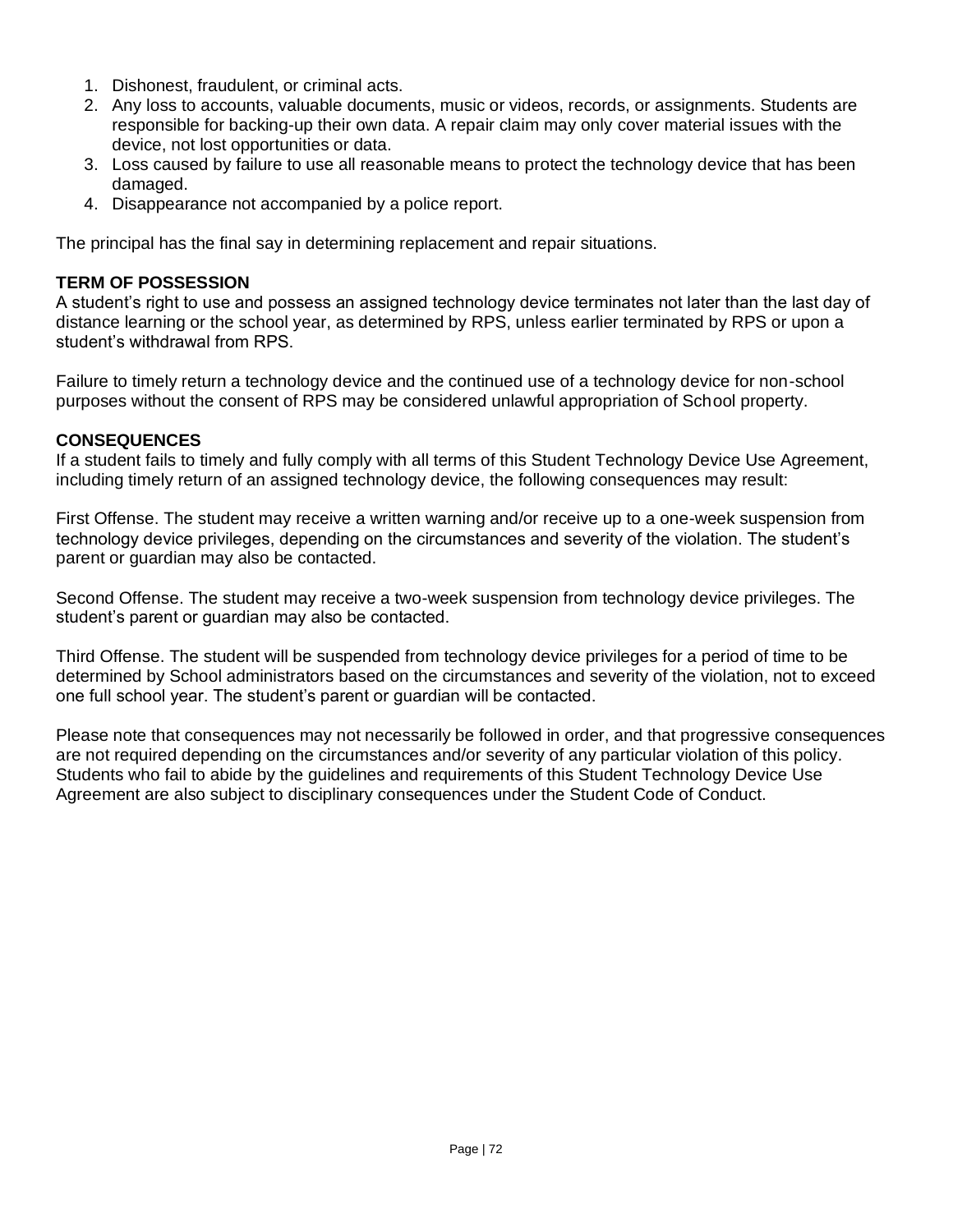1. Dishonest, fraudulent, or criminal acts.
2. Any loss to accounts, valuable documents, music or videos, records, or assignments. Students are responsible for backing-up their own data. A repair claim may only cover material issues with the device, not lost opportunities or data.
3. Loss caused by failure to use all reasonable means to protect the technology device that has been damaged.
4. Disappearance not accompanied by a police report.

The principal has the final say in determining replacement and repair situations.

**TERM OF POSSESSION**

A student's right to use and possess an assigned technology device terminates not later than the last day of distance learning or the school year, as determined by RPS, unless earlier terminated by RPS or upon a student's withdrawal from RPS.

Failure to timely return a technology device and the continued use of a technology device for non-school purposes without the consent of RPS may be considered unlawful appropriation of School property.

**CONSEQUENCES**

If a student fails to timely and fully comply with all terms of this Student Technology Device Use Agreement, including timely return of an assigned technology device, the following consequences may result:

First Offense. The student may receive a written warning and/or receive up to a one-week suspension from technology device privileges, depending on the circumstances and severity of the violation. The student's parent or guardian may also be contacted.

Second Offense. The student may receive a two-week suspension from technology device privileges. The student's parent or guardian may also be contacted.

Third Offense. The student will be suspended from technology device privileges for a period of time to be determined by School administrators based on the circumstances and severity of the violation, not to exceed one full school year. The student's parent or guardian will be contacted.

Please note that consequences may not necessarily be followed in order, and that progressive consequences are not required depending on the circumstances and/or severity of any particular violation of this policy. Students who fail to abide by the guidelines and requirements of this Student Technology Device Use Agreement are also subject to disciplinary consequences under the Student Code of Conduct.